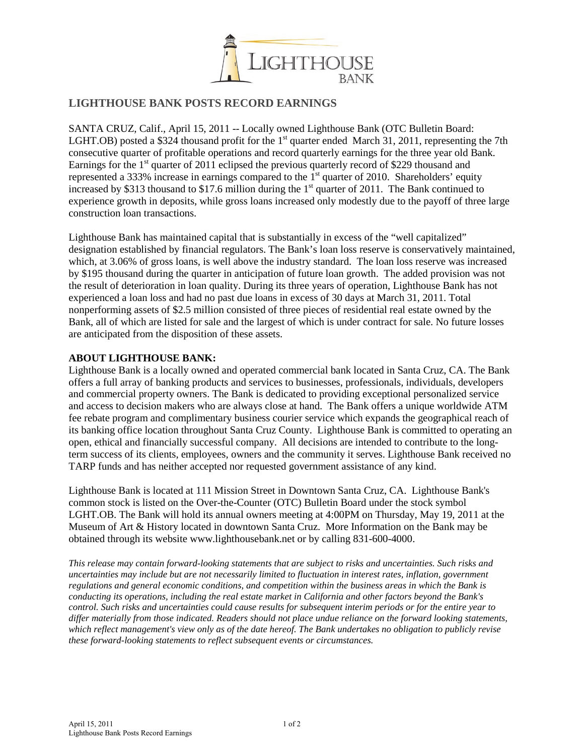# LIGHTHOUSE BANK POSTS RECORD EARNINGS

SANTA CRUZ, Calif., April 15, 2011 -- Locally owned Lighthouse Bank (OTC Bulletin Board: LGHT.OB) posted a $324 thousand profit for the 1st quarter ended March 31, 2011, representing the 7th consecutive quarter of profitable operations and record quarterly earnings for the three year old Bank. Earnings for the 1st quarter of 2011 eclipsed the previous quarterly record of $229 thousand and represented a 333% increase in earnings compared to the 1st quarter of 2010. Shareholders' equity increased by $313 thousand to $17.6 million during the 1st quarter of 2011. The Bank continued to experience growth in deposits, while gross loans increased only modestly due to the payoff of three large construction loan transactions.

Lighthouse Bank has maintained capital that is substantially in excess of the "well capitalized" designation established by financial regulators. The Bank's loan loss reserve is conservatively maintained, which, at 3.06% of gross loans, is well above the industry standard. The loan loss reserve was increased by $195 thousand during the quarter in anticipation of future loan growth. The added provision was not the result of deterioration in loan quality. During its three years of operation, Lighthouse Bank has not experienced a loan loss and had no past due loans in excess of 30 days at March 31, 2011. Total nonperforming assets of $2.5 million consisted of three pieces of residential real estate owned by the Bank, all of which are listed for sale and the largest of which is under contract for sale. No future losses are anticipated from the disposition of these assets.

**ABOUT LIGHTHOUSE BANK:**

Lighthouse Bank is a locally owned and operated commercial bank located in Santa Cruz, CA. The Bank offers a full array of banking products and services to businesses, professionals, individuals, developers and commercial property owners. The Bank is dedicated to providing exceptional personalized service and access to decision makers who are always close at hand. The Bank offers a unique worldwide ATM fee rebate program and complimentary business courier service which expands the geographical reach of its banking office location throughout Santa Cruz County. Lighthouse Bank is committed to operating an open, ethical and financially successful company. All decisions are intended to contribute to the long-term success of its clients, employees, owners and the community it serves. Lighthouse Bank received no TARP funds and has neither accepted nor requested government assistance of any kind.

Lighthouse Bank is located at 111 Mission Street in Downtown Santa Cruz, CA. Lighthouse Bank's common stock is listed on the Over-the-Counter (OTC) Bulletin Board under the stock symbol LGHT.OB. The Bank will hold its annual owners meeting at 4:00PM on Thursday, May 19, 2011 at the Museum of Art & History located in downtown Santa Cruz. More Information on the Bank may be obtained through its website www.lighthousebank.net or by calling 831-600-4000.

*This release may contain forward-looking statements that are subject to risks and uncertainties. Such risks and uncertainties may include but are not necessarily limited to fluctuation in interest rates, inflation, government regulations and general economic conditions, and competition within the business areas in which the Bank is conducting its operations, including the real estate market in California and other factors beyond the Bank's control. Such risks and uncertainties could cause results for subsequent interim periods or for the entire year to differ materially from those indicated. Readers should not place undue reliance on the forward looking statements, which reflect management's view only as of the date hereof. The Bank undertakes no obligation to publicly revise these forward-looking statements to reflect subsequent events or circumstances.*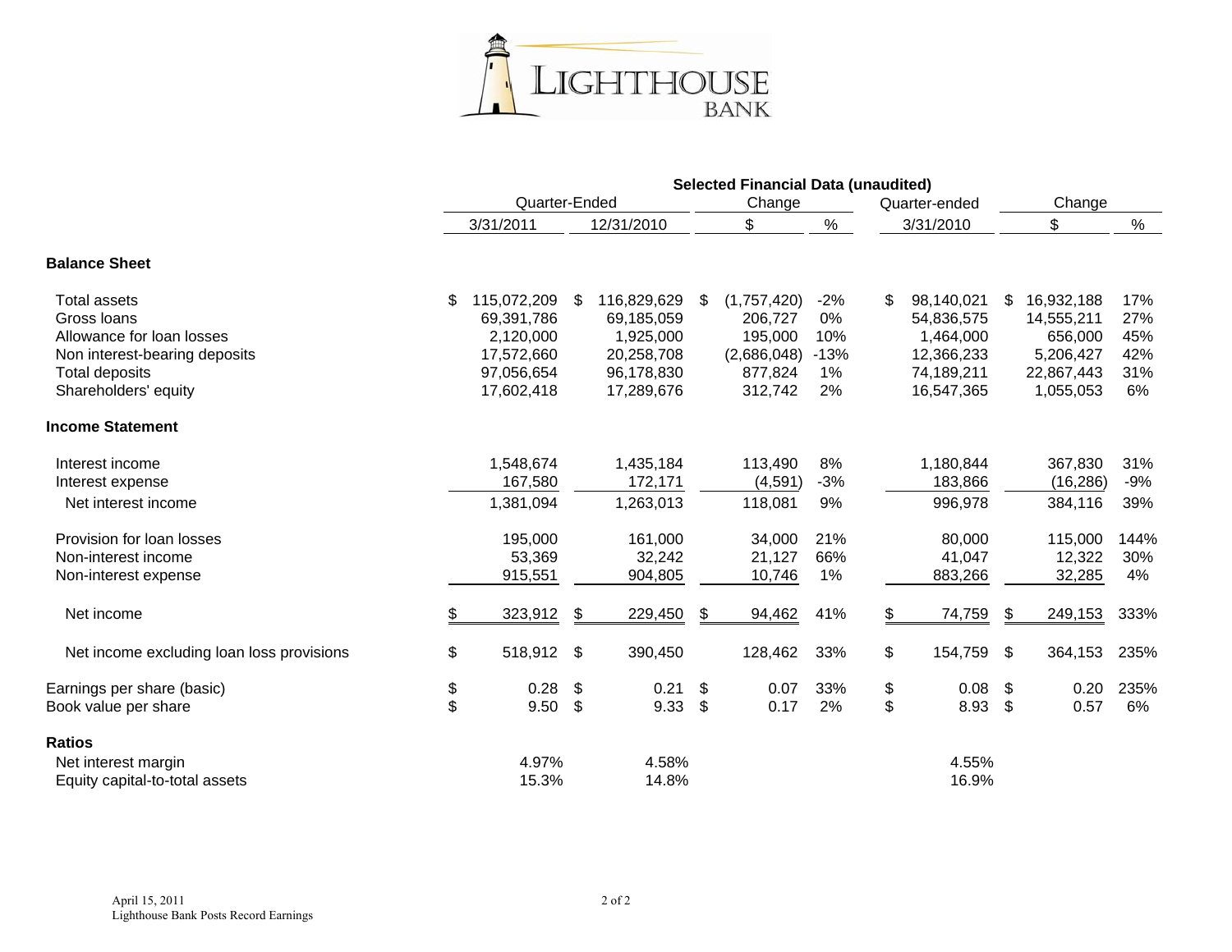# LIGHTHOUSE BANK

**Selected Financial Data (unaudited)**

| | Quarter-Ended | | Change | | Quarter-ended | Change | |
|---|---|---|---|---|---|---|---|
| | 3/31/2011 | 12/31/2010 | $ | % | 3/31/2010 | $ | % |
| **Balance Sheet** | | | | | | | |
| Total assets | $ 115,072,209 | $ 116,829,629 | $ (1,757,420) | -2% | $ 98,140,021 | $ 16,932,188 | 17% |
| Gross loans | 69,391,786 | 69,185,059 | 206,727 | 0% | 54,836,575 | 14,555,211 | 27% |
| Allowance for loan losses | 2,120,000 | 1,925,000 | 195,000 | 10% | 1,464,000 | 656,000 | 45% |
| Non interest-bearing deposits | 17,572,660 | 20,258,708 | (2,686,048) | -13% | 12,366,233 | 5,206,427 | 42% |
| Total deposits | 97,056,654 | 96,178,830 | 877,824 | 1% | 74,189,211 | 22,867,443 | 31% |
| Shareholders' equity | 17,602,418 | 17,289,676 | 312,742 | 2% | 16,547,365 | 1,055,053 | 6% |
| **Income Statement** | | | | | | | |
| Interest income | 1,548,674 | 1,435,184 | 113,490 | 8% | 1,180,844 | 367,830 | 31% |
| Interest expense | 167,580 | 172,171 | (4,591) | -3% | 183,866 | (16,286) | -9% |
| Net interest income | 1,381,094 | 1,263,013 | 118,081 | 9% | 996,978 | 384,116 | 39% |
| Provision for loan losses | 195,000 | 161,000 | 34,000 | 21% | 80,000 | 115,000 | 144% |
| Non-interest income | 53,369 | 32,242 | 21,127 | 66% | 41,047 | 12,322 | 30% |
| Non-interest expense | 915,551 | 904,805 | 10,746 | 1% | 883,266 | 32,285 | 4% |
| Net income | $ 323,912 | $ 229,450 | $ 94,462 | 41% | $ 74,759 | $ 249,153 | 333% |
| Net income excluding loan loss provisions | $ 518,912 | $ 390,450 | 128,462 | 33% | $ 154,759 | $ 364,153 | 235% |
| Earnings per share (basic) | $ 0.28 | $ 0.21 | $ 0.07 | 33% | $ 0.08 | $ 0.20 | 235% |
| Book value per share | $ 9.50 | $ 9.33 | $ 0.17 | 2% | $ 8.93 | $ 0.57 | 6% |
| **Ratios** | | | | | | | |
| Net interest margin | 4.97% | 4.58% | | | 4.55% | | |
| Equity capital-to-total assets | 15.3% | 14.8% | | | 16.9% | | |

April 15, 2011
Lighthouse Bank Posts Record Earnings